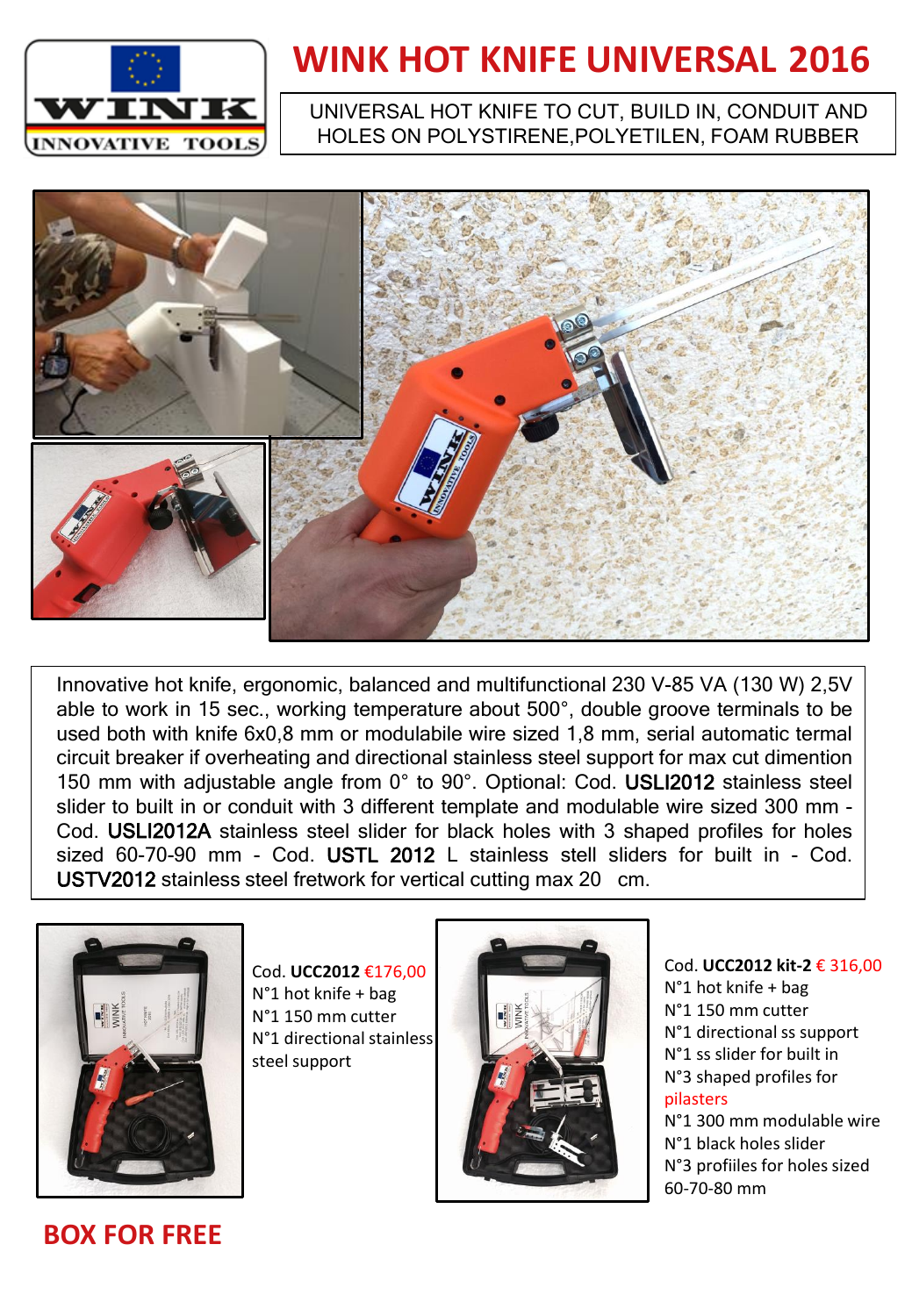WINK INNOVATIVE TOOLS

# WINK HOT KNIFE UNIVERSAL 2016

UNIVERSAL HOT KNIFE TO CUT, BUILD IN, CONDUIT AND HOLES ON POLYSTIRENE,POLYETILEN, FOAM RUBBER

Innovative hot knife, ergonomic, balanced and multifunctional 230 V-85 VA (130 W) 2,5V able to work in 15 sec., working temperature about 500°, double groove terminals to be used both with knife 6x0,8 mm or modulabile wire sized 1,8 mm, serial automatic termal circuit breaker if overheating and directional stainless steel support for max cut dimention 150 mm with adjustable angle from 0° to 90°. Optional: Cod. **USLI2012** stainless steel slider to built in or conduit with 3 different template and modulable wire sized 300 mm - Cod. **USLI2012A** stainless steel slider for black holes with 3 shaped profiles for holes sized 60-70-90 mm - Cod. **USTL 2012** L stainless stell sliders for built in - Cod. **USTV2012** stainless steel fretwork for vertical cutting max 20 cm.

Cod. **UCC2012** €176,00
N°1 hot knife + bag
N°1 150 mm cutter
N°1 directional stainless steel support

Cod. **UCC2012 kit-2** € 316,00
N°1 hot knife + bag
N°1 150 mm cutter
N°1 directional ss support
N°1 ss slider for built in
N°3 shaped profiles for pilasters
N°1 300 mm modulable wire
N°1 black holes slider
N°3 profiiles for holes sized 60-70-80 mm

**BOX FOR FREE**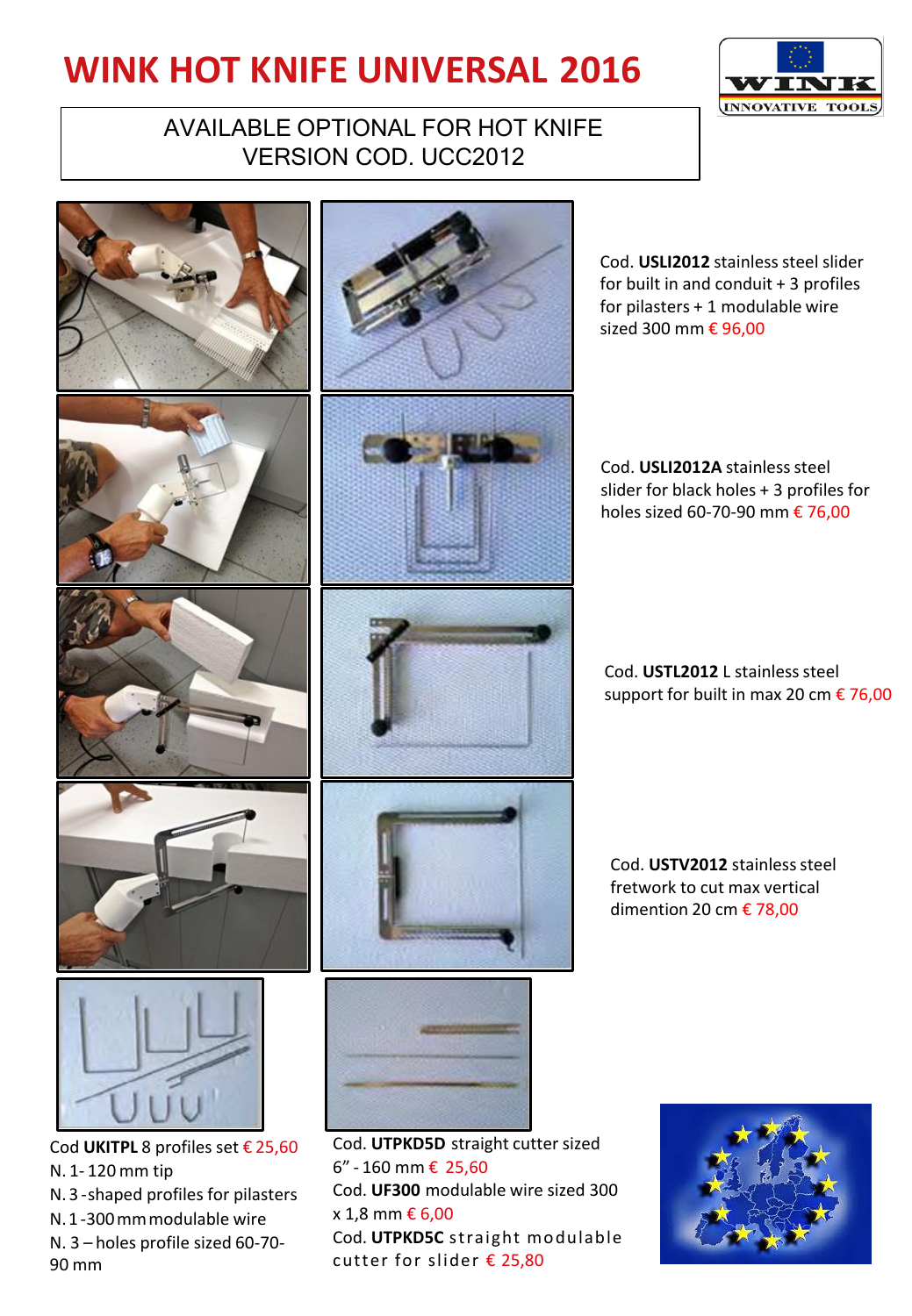# WINK HOT KNIFE UNIVERSAL 2016

WINK INNOVATIVE TOOLS

AVAILABLE OPTIONAL FOR HOT KNIFE VERSION COD. UCC2012

Cod. **USLI2012** stainless steel slider for built in and conduit + 3 profiles for pilasters + 1 modulable wire sized 300 mm € 96,00

Cod. **USLI2012A** stainless steel slider for black holes + 3 profiles for holes sized 60-70-90 mm € 76,00

Cod. **USTL2012** L stainless steel support for built in max 20 cm € 76,00

Cod. **USTV2012** stainless steel fretwork to cut max vertical dimention 20 cm € 78,00

Cod **UKITPL** 8 profiles set € 25,60
N. 1- 120 mm tip
N. 3 -shaped profiles for pilasters
N. 1 -300 mm modulable wire
N. 3 – holes profile sized 60-70-90 mm

Cod. **UTPKD5D** straight cutter sized 6" - 160 mm € 25,60
Cod. **UF300** modulable wire sized 300 x 1,8 mm € 6,00
Cod. **UTPKD5C** straight modulable cutter for slider € 25,80